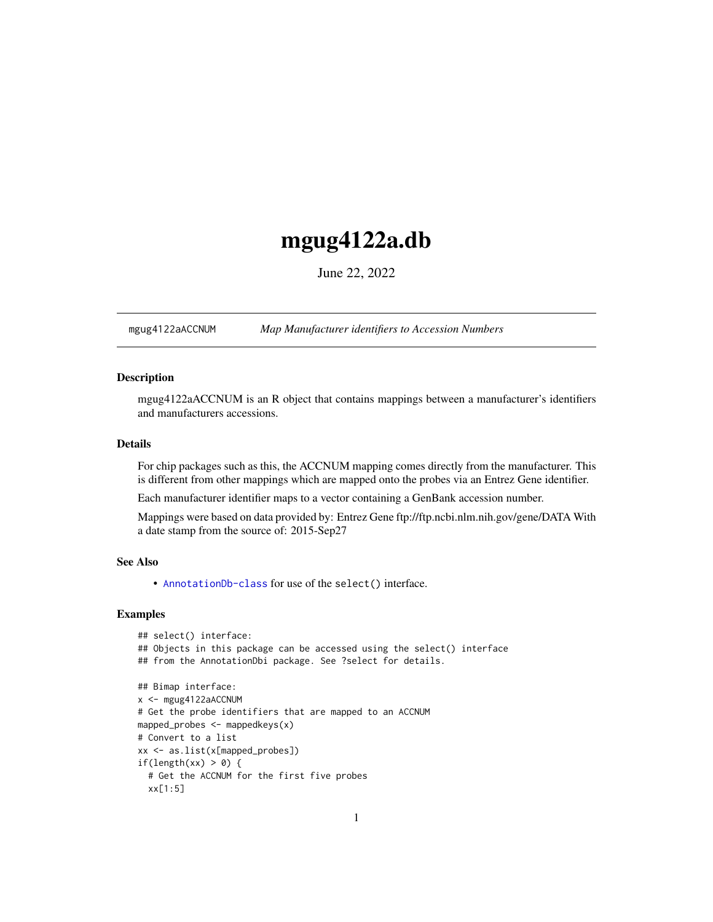# mgug4122a.db

June 22, 2022

mgug4122aACCNUM *Map Manufacturer identifiers to Accession Numbers*

### Description

mgug4122aACCNUM is an R object that contains mappings between a manufacturer's identifiers and manufacturers accessions.

### Details

For chip packages such as this, the ACCNUM mapping comes directly from the manufacturer. This is different from other mappings which are mapped onto the probes via an Entrez Gene identifier.

Each manufacturer identifier maps to a vector containing a GenBank accession number.

Mappings were based on data provided by: Entrez Gene ftp://ftp.ncbi.nlm.nih.gov/gene/DATA With a date stamp from the source of: 2015-Sep27

### See Also

- AnnotationDb-class for use of the select() interface.

### Examples

```
## select() interface:
## Objects in this package can be accessed using the select() interface
## from the AnnotationDbi package. See ?select for details.

## Bimap interface:
x <- mgug4122aACCNUM
# Get the probe identifiers that are mapped to an ACCNUM
mapped_probes <- mappedkeys(x)
# Convert to a list
xx <- as.list(x[mapped_probes])
if(length(xx) > 0) {
  # Get the ACCNUM for the first five probes
  xx[1:5]
```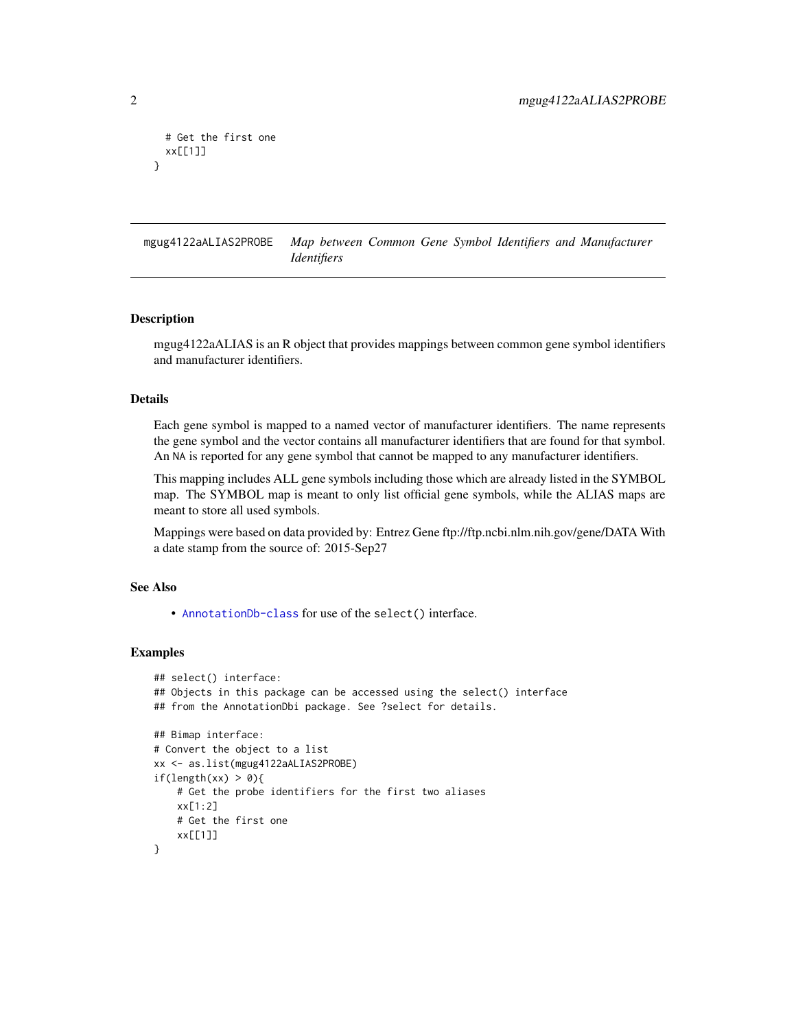```
  # Get the first one
  xx[[1]]
}
```

## mgug4122aALIAS2PROBE — *Map between Common Gene Symbol Identifiers and Manufacturer Identifiers*

### Description

mgug4122aALIAS is an R object that provides mappings between common gene symbol identifiers and manufacturer identifiers.

### Details

Each gene symbol is mapped to a named vector of manufacturer identifiers. The name represents the gene symbol and the vector contains all manufacturer identifiers that are found for that symbol. An NA is reported for any gene symbol that cannot be mapped to any manufacturer identifiers.

This mapping includes ALL gene symbols including those which are already listed in the SYMBOL map. The SYMBOL map is meant to only list official gene symbols, while the ALIAS maps are meant to store all used symbols.

Mappings were based on data provided by: Entrez Gene ftp://ftp.ncbi.nlm.nih.gov/gene/DATA With a date stamp from the source of: 2015-Sep27

### See Also

- `AnnotationDb-class` for use of the `select()` interface.

### Examples

```
## select() interface:
## Objects in this package can be accessed using the select() interface
## from the AnnotationDbi package. See ?select for details.

## Bimap interface:
# Convert the object to a list
xx <- as.list(mgug4122aALIAS2PROBE)
if(length(xx) > 0){
    # Get the probe identifiers for the first two aliases
    xx[1:2]
    # Get the first one
    xx[[1]]
}
```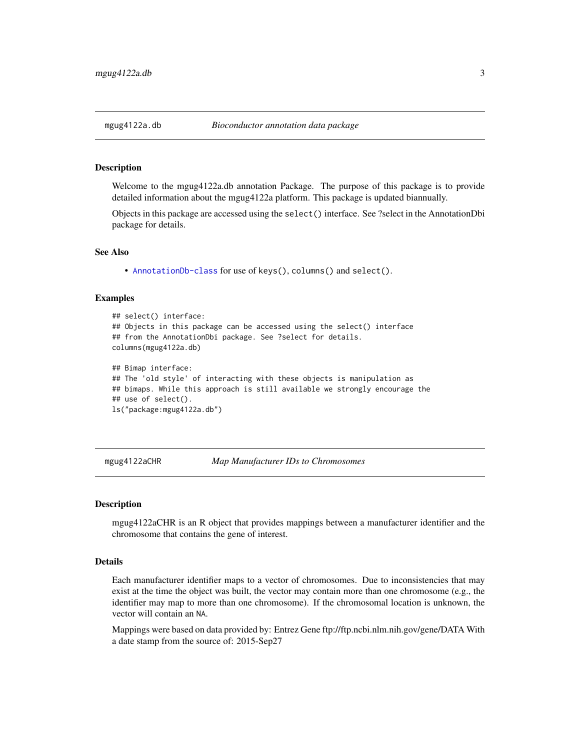## mgug4122a.db — *Bioconductor annotation data package*

### Description

Welcome to the mgug4122a.db annotation Package. The purpose of this package is to provide detailed information about the mgug4122a platform. This package is updated biannually.

Objects in this package are accessed using the `select()` interface. See ?select in the AnnotationDbi package for details.

### See Also

- `AnnotationDb-class` for use of `keys()`, `columns()` and `select()`.

### Examples

```
## select() interface:
## Objects in this package can be accessed using the select() interface
## from the AnnotationDbi package. See ?select for details.
columns(mgug4122a.db)

## Bimap interface:
## The 'old style' of interacting with these objects is manipulation as
## bimaps. While this approach is still available we strongly encourage the
## use of select().
ls("package:mgug4122a.db")
```

## mgug4122aCHR — *Map Manufacturer IDs to Chromosomes*

### Description

mgug4122aCHR is an R object that provides mappings between a manufacturer identifier and the chromosome that contains the gene of interest.

### Details

Each manufacturer identifier maps to a vector of chromosomes. Due to inconsistencies that may exist at the time the object was built, the vector may contain more than one chromosome (e.g., the identifier may map to more than one chromosome). If the chromosomal location is unknown, the vector will contain an `NA`.

Mappings were based on data provided by: Entrez Gene ftp://ftp.ncbi.nlm.nih.gov/gene/DATA With a date stamp from the source of: 2015-Sep27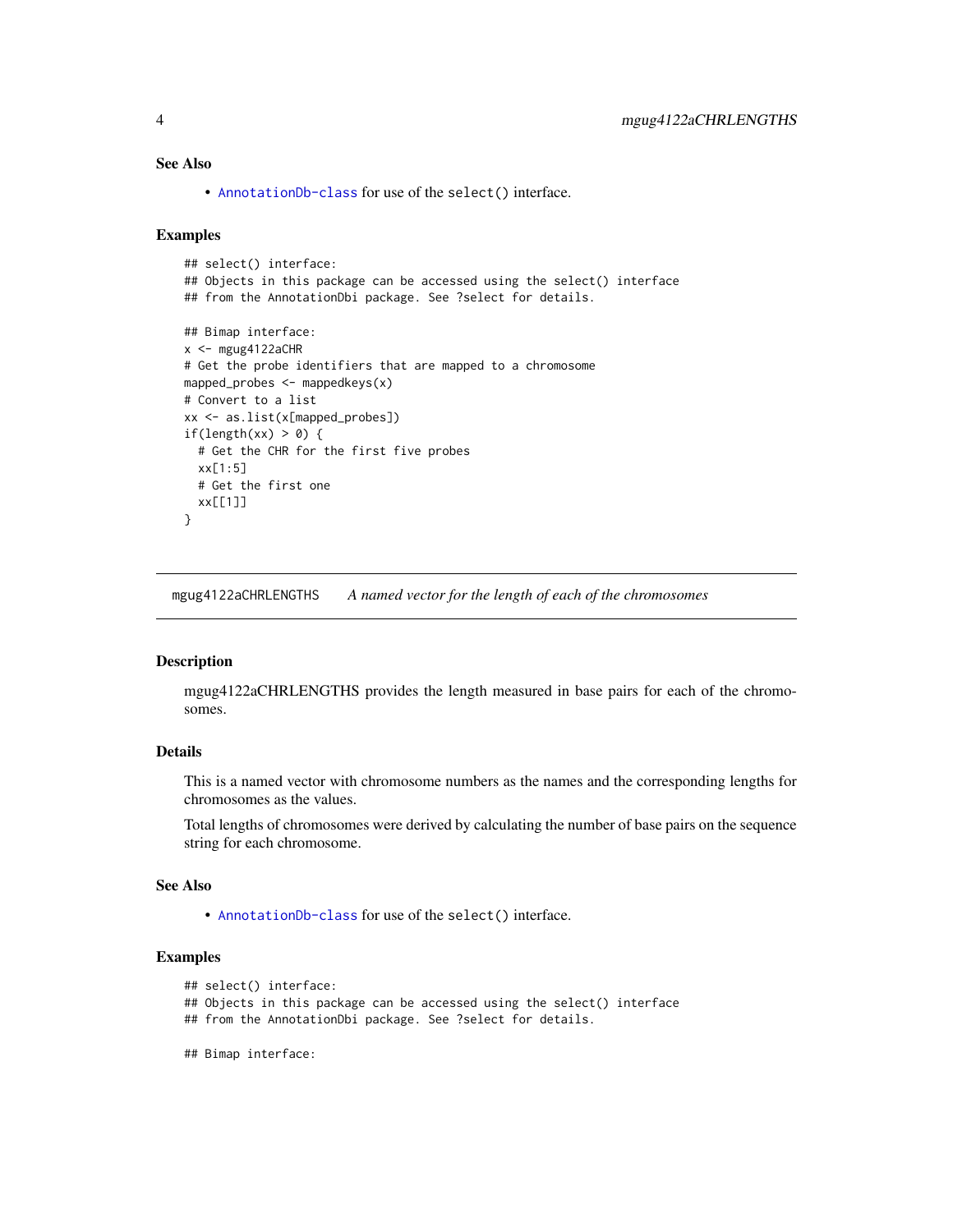### See Also

- AnnotationDb-class for use of the select() interface.

### Examples

```
## select() interface:
## Objects in this package can be accessed using the select() interface
## from the AnnotationDbi package. See ?select for details.

## Bimap interface:
x <- mgug4122aCHR
# Get the probe identifiers that are mapped to a chromosome
mapped_probes <- mappedkeys(x)
# Convert to a list
xx <- as.list(x[mapped_probes])
if(length(xx) > 0) {
  # Get the CHR for the first five probes
  xx[1:5]
  # Get the first one
  xx[[1]]
}
```

---

## mgug4122aCHRLENGTHS &nbsp;&nbsp;&nbsp; *A named vector for the length of each of the chromosomes*

---

### Description

mgug4122aCHRLENGTHS provides the length measured in base pairs for each of the chromosomes.

### Details

This is a named vector with chromosome numbers as the names and the corresponding lengths for chromosomes as the values.

Total lengths of chromosomes were derived by calculating the number of base pairs on the sequence string for each chromosome.

### See Also

- AnnotationDb-class for use of the select() interface.

### Examples

```
## select() interface:
## Objects in this package can be accessed using the select() interface
## from the AnnotationDbi package. See ?select for details.

## Bimap interface:
```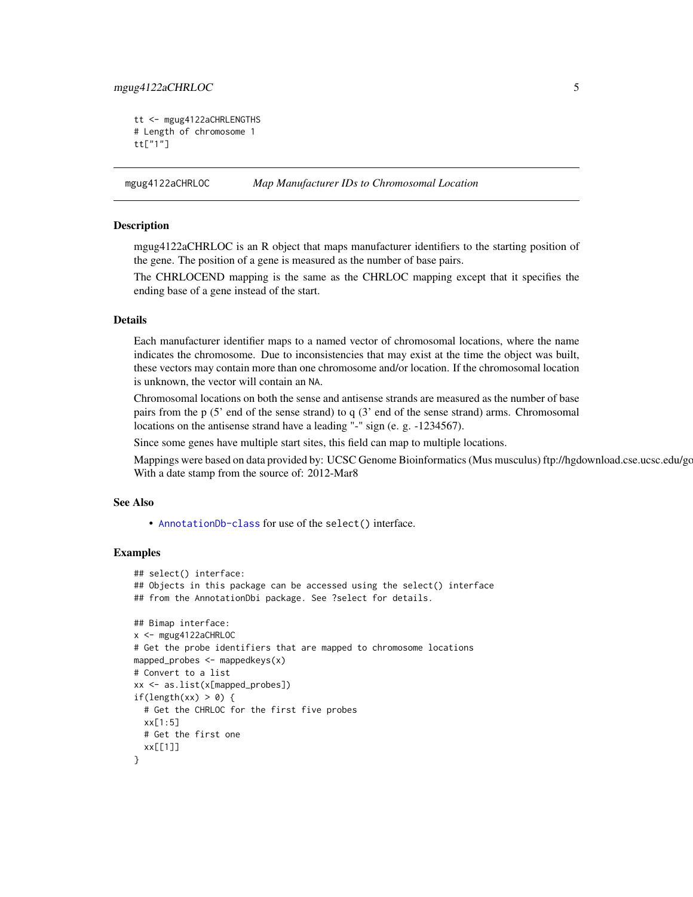```
tt <- mgug4122aCHRLENGTHS
# Length of chromosome 1
tt["1"]
```

---

## mgug4122aCHRLOC *Map Manufacturer IDs to Chromosomal Location*

### Description

mgug4122aCHRLOC is an R object that maps manufacturer identifiers to the starting position of the gene. The position of a gene is measured as the number of base pairs.

The CHRLOCEND mapping is the same as the CHRLOC mapping except that it specifies the ending base of a gene instead of the start.

### Details

Each manufacturer identifier maps to a named vector of chromosomal locations, where the name indicates the chromosome. Due to inconsistencies that may exist at the time the object was built, these vectors may contain more than one chromosome and/or location. If the chromosomal location is unknown, the vector will contain an NA.

Chromosomal locations on both the sense and antisense strands are measured as the number of base pairs from the p (5' end of the sense strand) to q (3' end of the sense strand) arms. Chromosomal locations on the antisense strand have a leading "-" sign (e. g. -1234567).

Since some genes have multiple start sites, this field can map to multiple locations.

Mappings were based on data provided by: UCSC Genome Bioinformatics (Mus musculus) ftp://hgdownload.cse.ucsc.edu/go
With a date stamp from the source of: 2012-Mar8

### See Also

- AnnotationDb-class for use of the select() interface.

### Examples

```
## select() interface:
## Objects in this package can be accessed using the select() interface
## from the AnnotationDbi package. See ?select for details.

## Bimap interface:
x <- mgug4122aCHRLOC
# Get the probe identifiers that are mapped to chromosome locations
mapped_probes <- mappedkeys(x)
# Convert to a list
xx <- as.list(x[mapped_probes])
if(length(xx) > 0) {
  # Get the CHRLOC for the first five probes
  xx[1:5]
  # Get the first one
  xx[[1]]
}
```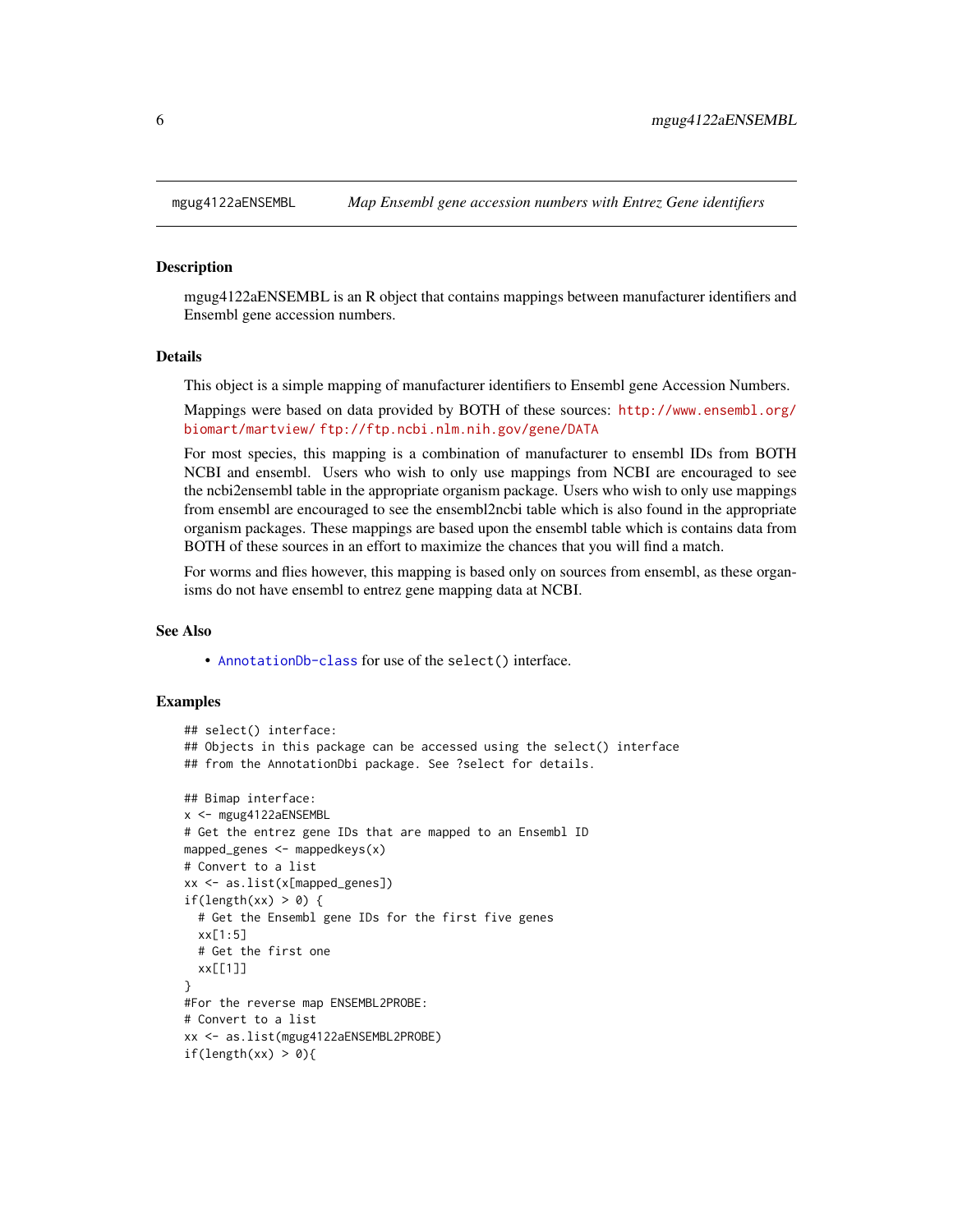## mgug4122aENSEMBL — *Map Ensembl gene accession numbers with Entrez Gene identifiers*

### Description

mgug4122aENSEMBL is an R object that contains mappings between manufacturer identifiers and Ensembl gene accession numbers.

### Details

This object is a simple mapping of manufacturer identifiers to Ensembl gene Accession Numbers.

Mappings were based on data provided by BOTH of these sources: http://www.ensembl.org/biomart/martview/ ftp://ftp.ncbi.nlm.nih.gov/gene/DATA

For most species, this mapping is a combination of manufacturer to ensembl IDs from BOTH NCBI and ensembl. Users who wish to only use mappings from NCBI are encouraged to see the ncbi2ensembl table in the appropriate organism package. Users who wish to only use mappings from ensembl are encouraged to see the ensembl2ncbi table which is also found in the appropriate organism packages. These mappings are based upon the ensembl table which is contains data from BOTH of these sources in an effort to maximize the chances that you will find a match.

For worms and flies however, this mapping is based only on sources from ensembl, as these organisms do not have ensembl to entrez gene mapping data at NCBI.

### See Also

- AnnotationDb-class for use of the `select()` interface.

### Examples

```
## select() interface:
## Objects in this package can be accessed using the select() interface
## from the AnnotationDbi package. See ?select for details.

## Bimap interface:
x <- mgug4122aENSEMBL
# Get the entrez gene IDs that are mapped to an Ensembl ID
mapped_genes <- mappedkeys(x)
# Convert to a list
xx <- as.list(x[mapped_genes])
if(length(xx) > 0) {
  # Get the Ensembl gene IDs for the first five genes
  xx[1:5]
  # Get the first one
  xx[[1]]
}
#For the reverse map ENSEMBL2PROBE:
# Convert to a list
xx <- as.list(mgug4122aENSEMBL2PROBE)
if(length(xx) > 0){
```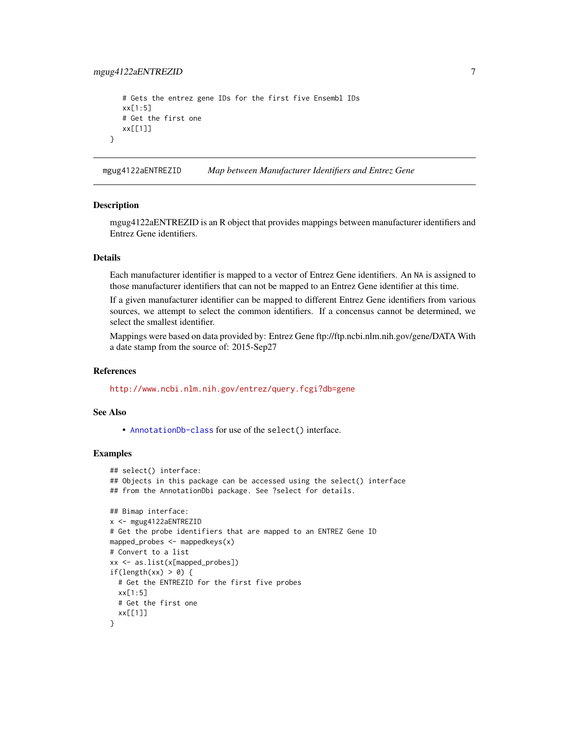```
    # Gets the entrez gene IDs for the first five Ensembl IDs
    xx[1:5]
    # Get the first one
    xx[[1]]
}
```

## mgug4122aENTREZID — *Map between Manufacturer Identifiers and Entrez Gene*

### Description

mgug4122aENTREZID is an R object that provides mappings between manufacturer identifiers and Entrez Gene identifiers.

### Details

Each manufacturer identifier is mapped to a vector of Entrez Gene identifiers. An NA is assigned to those manufacturer identifiers that can not be mapped to an Entrez Gene identifier at this time.

If a given manufacturer identifier can be mapped to different Entrez Gene identifiers from various sources, we attempt to select the common identifiers. If a concensus cannot be determined, we select the smallest identifier.

Mappings were based on data provided by: Entrez Gene ftp://ftp.ncbi.nlm.nih.gov/gene/DATA With a date stamp from the source of: 2015-Sep27

### References

http://www.ncbi.nlm.nih.gov/entrez/query.fcgi?db=gene

### See Also

- AnnotationDb-class for use of the select() interface.

### Examples

```
## select() interface:
## Objects in this package can be accessed using the select() interface
## from the AnnotationDbi package. See ?select for details.

## Bimap interface:
x <- mgug4122aENTREZID
# Get the probe identifiers that are mapped to an ENTREZ Gene ID
mapped_probes <- mappedkeys(x)
# Convert to a list
xx <- as.list(x[mapped_probes])
if(length(xx) > 0) {
  # Get the ENTREZID for the first five probes
  xx[1:5]
  # Get the first one
  xx[[1]]
}
```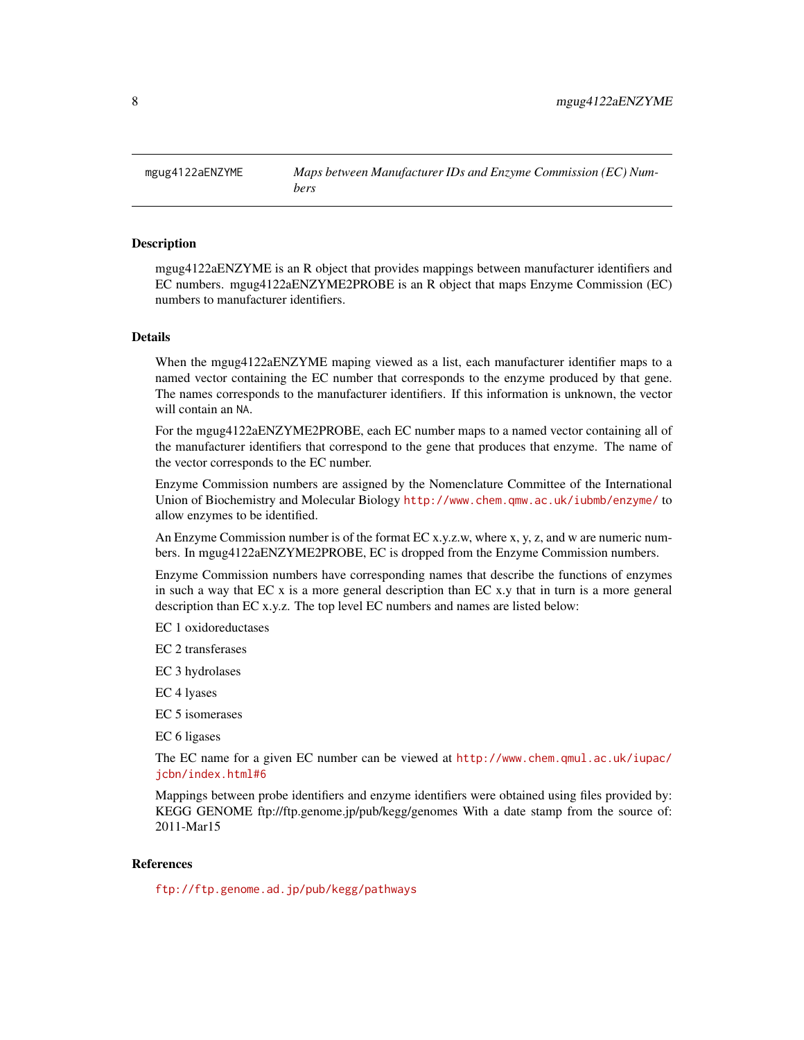mgug4122aENZYME — *Maps between Manufacturer IDs and Enzyme Commission (EC) Numbers*

## Description

mgug4122aENZYME is an R object that provides mappings between manufacturer identifiers and EC numbers. mgug4122aENZYME2PROBE is an R object that maps Enzyme Commission (EC) numbers to manufacturer identifiers.

## Details

When the mgug4122aENZYME maping viewed as a list, each manufacturer identifier maps to a named vector containing the EC number that corresponds to the enzyme produced by that gene. The names corresponds to the manufacturer identifiers. If this information is unknown, the vector will contain an NA.

For the mgug4122aENZYME2PROBE, each EC number maps to a named vector containing all of the manufacturer identifiers that correspond to the gene that produces that enzyme. The name of the vector corresponds to the EC number.

Enzyme Commission numbers are assigned by the Nomenclature Committee of the International Union of Biochemistry and Molecular Biology http://www.chem.qmw.ac.uk/iubmb/enzyme/ to allow enzymes to be identified.

An Enzyme Commission number is of the format EC x.y.z.w, where x, y, z, and w are numeric numbers. In mgug4122aENZYME2PROBE, EC is dropped from the Enzyme Commission numbers.

Enzyme Commission numbers have corresponding names that describe the functions of enzymes in such a way that EC x is a more general description than EC x.y that in turn is a more general description than EC x.y.z. The top level EC numbers and names are listed below:

EC 1 oxidoreductases

EC 2 transferases

EC 3 hydrolases

EC 4 lyases

EC 5 isomerases

EC 6 ligases

The EC name for a given EC number can be viewed at http://www.chem.qmul.ac.uk/iupac/jcbn/index.html#6

Mappings between probe identifiers and enzyme identifiers were obtained using files provided by: KEGG GENOME ftp://ftp.genome.jp/pub/kegg/genomes With a date stamp from the source of: 2011-Mar15

## References

ftp://ftp.genome.ad.jp/pub/kegg/pathways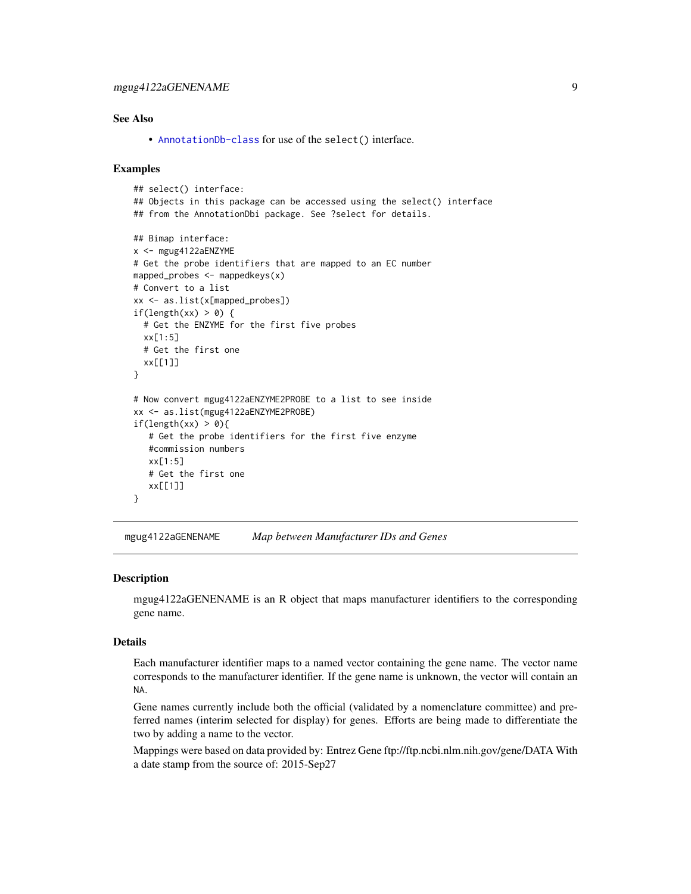### See Also

- AnnotationDb-class for use of the select() interface.

### Examples

```
## select() interface:
## Objects in this package can be accessed using the select() interface
## from the AnnotationDbi package. See ?select for details.

## Bimap interface:
x <- mgug4122aENZYME
# Get the probe identifiers that are mapped to an EC number
mapped_probes <- mappedkeys(x)
# Convert to a list
xx <- as.list(x[mapped_probes])
if(length(xx) > 0) {
  # Get the ENZYME for the first five probes
  xx[1:5]
  # Get the first one
  xx[[1]]
}

# Now convert mgug4122aENZYME2PROBE to a list to see inside
xx <- as.list(mgug4122aENZYME2PROBE)
if(length(xx) > 0){
   # Get the probe identifiers for the first five enzyme
   #commission numbers
   xx[1:5]
   # Get the first one
   xx[[1]]
}
```

---

## mgug4122aGENENAME    *Map between Manufacturer IDs and Genes*

---

### Description

mgug4122aGENENAME is an R object that maps manufacturer identifiers to the corresponding gene name.

### Details

Each manufacturer identifier maps to a named vector containing the gene name. The vector name corresponds to the manufacturer identifier. If the gene name is unknown, the vector will contain an NA.

Gene names currently include both the official (validated by a nomenclature committee) and preferred names (interim selected for display) for genes. Efforts are being made to differentiate the two by adding a name to the vector.

Mappings were based on data provided by: Entrez Gene ftp://ftp.ncbi.nlm.nih.gov/gene/DATA With a date stamp from the source of: 2015-Sep27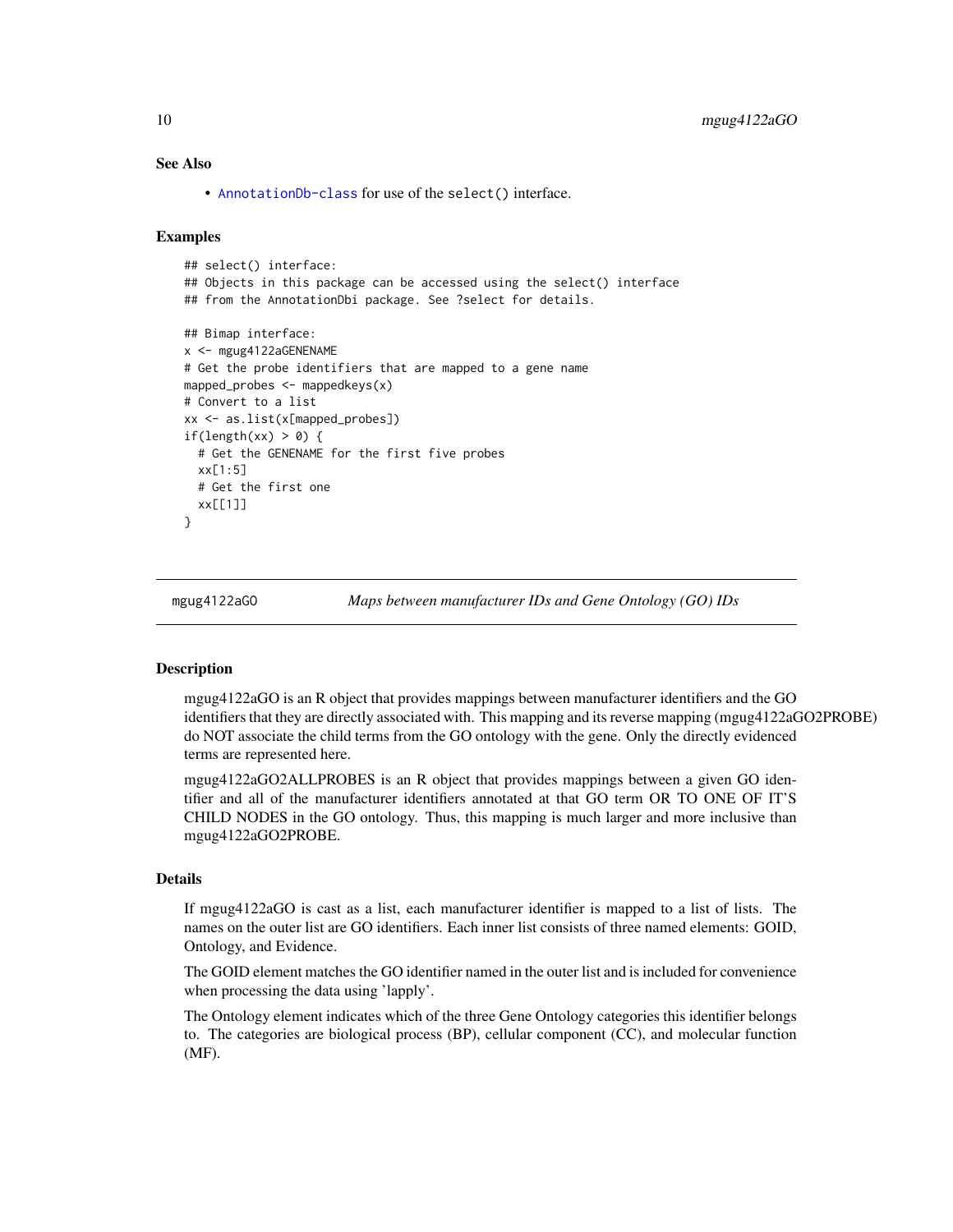### See Also

- AnnotationDb-class for use of the select() interface.

### Examples

```
## select() interface:
## Objects in this package can be accessed using the select() interface
## from the AnnotationDbi package. See ?select for details.

## Bimap interface:
x <- mgug4122aGENENAME
# Get the probe identifiers that are mapped to a gene name
mapped_probes <- mappedkeys(x)
# Convert to a list
xx <- as.list(x[mapped_probes])
if(length(xx) > 0) {
  # Get the GENENAME for the first five probes
  xx[1:5]
  # Get the first one
  xx[[1]]
}
```

---

## mgug4122aGO — *Maps between manufacturer IDs and Gene Ontology (GO) IDs*

### Description

mgug4122aGO is an R object that provides mappings between manufacturer identifiers and the GO identifiers that they are directly associated with. This mapping and its reverse mapping (mgug4122aGO2PROBE) do NOT associate the child terms from the GO ontology with the gene. Only the directly evidenced terms are represented here.

mgug4122aGO2ALLPROBES is an R object that provides mappings between a given GO identifier and all of the manufacturer identifiers annotated at that GO term OR TO ONE OF IT'S CHILD NODES in the GO ontology. Thus, this mapping is much larger and more inclusive than mgug4122aGO2PROBE.

### Details

If mgug4122aGO is cast as a list, each manufacturer identifier is mapped to a list of lists. The names on the outer list are GO identifiers. Each inner list consists of three named elements: GOID, Ontology, and Evidence.

The GOID element matches the GO identifier named in the outer list and is included for convenience when processing the data using 'lapply'.

The Ontology element indicates which of the three Gene Ontology categories this identifier belongs to. The categories are biological process (BP), cellular component (CC), and molecular function (MF).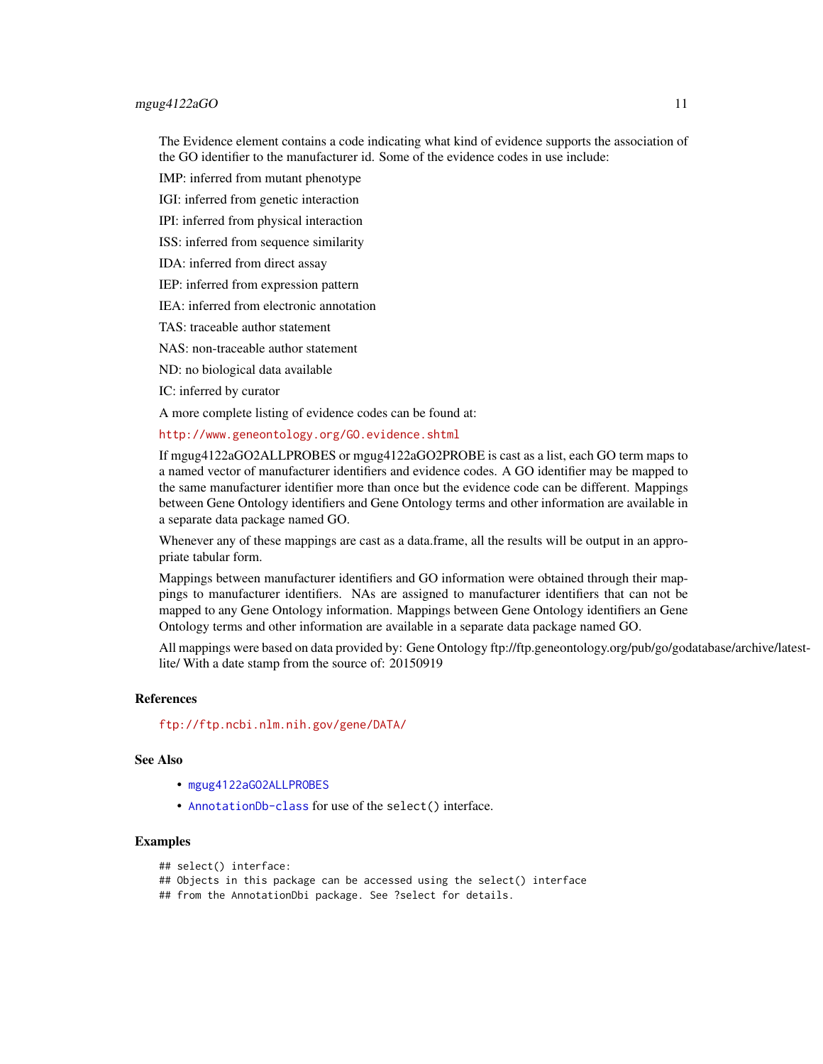The Evidence element contains a code indicating what kind of evidence supports the association of the GO identifier to the manufacturer id. Some of the evidence codes in use include:

IMP: inferred from mutant phenotype

IGI: inferred from genetic interaction

IPI: inferred from physical interaction

ISS: inferred from sequence similarity

IDA: inferred from direct assay

IEP: inferred from expression pattern

IEA: inferred from electronic annotation

TAS: traceable author statement

NAS: non-traceable author statement

ND: no biological data available

IC: inferred by curator

A more complete listing of evidence codes can be found at:

http://www.geneontology.org/GO.evidence.shtml

If mgug4122aGO2ALLPROBES or mgug4122aGO2PROBE is cast as a list, each GO term maps to a named vector of manufacturer identifiers and evidence codes. A GO identifier may be mapped to the same manufacturer identifier more than once but the evidence code can be different. Mappings between Gene Ontology identifiers and Gene Ontology terms and other information are available in a separate data package named GO.

Whenever any of these mappings are cast as a data.frame, all the results will be output in an appropriate tabular form.

Mappings between manufacturer identifiers and GO information were obtained through their mappings to manufacturer identifiers. NAs are assigned to manufacturer identifiers that can not be mapped to any Gene Ontology information. Mappings between Gene Ontology identifiers an Gene Ontology terms and other information are available in a separate data package named GO.

All mappings were based on data provided by: Gene Ontology ftp://ftp.geneontology.org/pub/go/godatabase/archive/latest-lite/ With a date stamp from the source of: 20150919

## References

ftp://ftp.ncbi.nlm.nih.gov/gene/DATA/

## See Also

- mgug4122aGO2ALLPROBES
- AnnotationDb-class for use of the `select()` interface.

## Examples

```
## select() interface:
## Objects in this package can be accessed using the select() interface
## from the AnnotationDbi package. See ?select for details.
```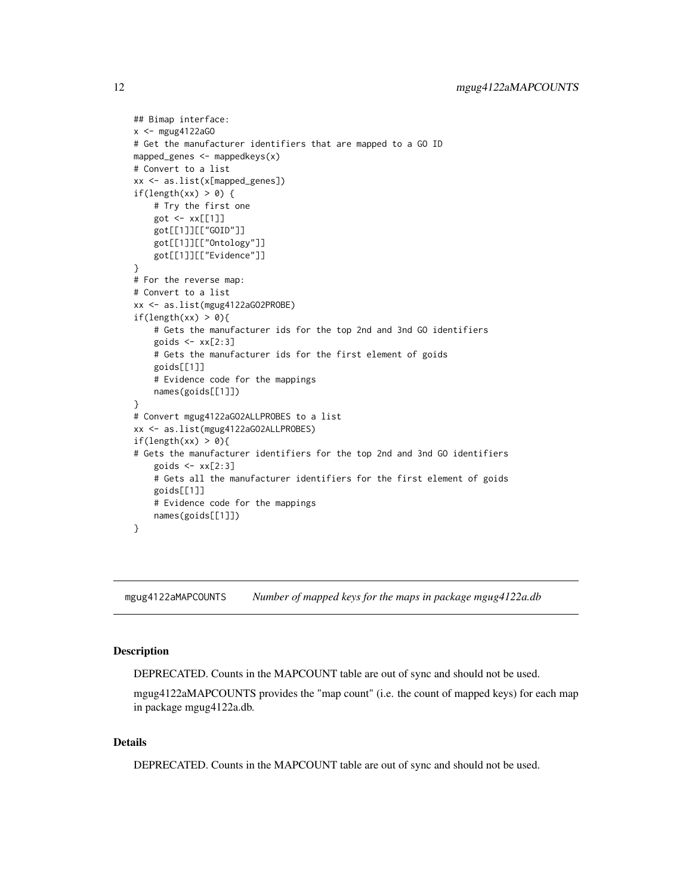```
## Bimap interface:
x <- mgug4122aGO
# Get the manufacturer identifiers that are mapped to a GO ID
mapped_genes <- mappedkeys(x)
# Convert to a list
xx <- as.list(x[mapped_genes])
if(length(xx) > 0) {
    # Try the first one
    got <- xx[[1]]
    got[[1]][["GOID"]]
    got[[1]][["Ontology"]]
    got[[1]][["Evidence"]]
}
# For the reverse map:
# Convert to a list
xx <- as.list(mgug4122aGO2PROBE)
if(length(xx) > 0){
    # Gets the manufacturer ids for the top 2nd and 3nd GO identifiers
    goids <- xx[2:3]
    # Gets the manufacturer ids for the first element of goids
    goids[[1]]
    # Evidence code for the mappings
    names(goids[[1]])
}
# Convert mgug4122aGO2ALLPROBES to a list
xx <- as.list(mgug4122aGO2ALLPROBES)
if(length(xx) > 0){
# Gets the manufacturer identifiers for the top 2nd and 3nd GO identifiers
    goids <- xx[2:3]
    # Gets all the manufacturer identifiers for the first element of goids
    goids[[1]]
    # Evidence code for the mappings
    names(goids[[1]])
}
```

## mgug4122aMAPCOUNTS *Number of mapped keys for the maps in package mgug4122a.db*

### Description

DEPRECATED. Counts in the MAPCOUNT table are out of sync and should not be used.

mgug4122aMAPCOUNTS provides the "map count" (i.e. the count of mapped keys) for each map in package mgug4122a.db.

### Details

DEPRECATED. Counts in the MAPCOUNT table are out of sync and should not be used.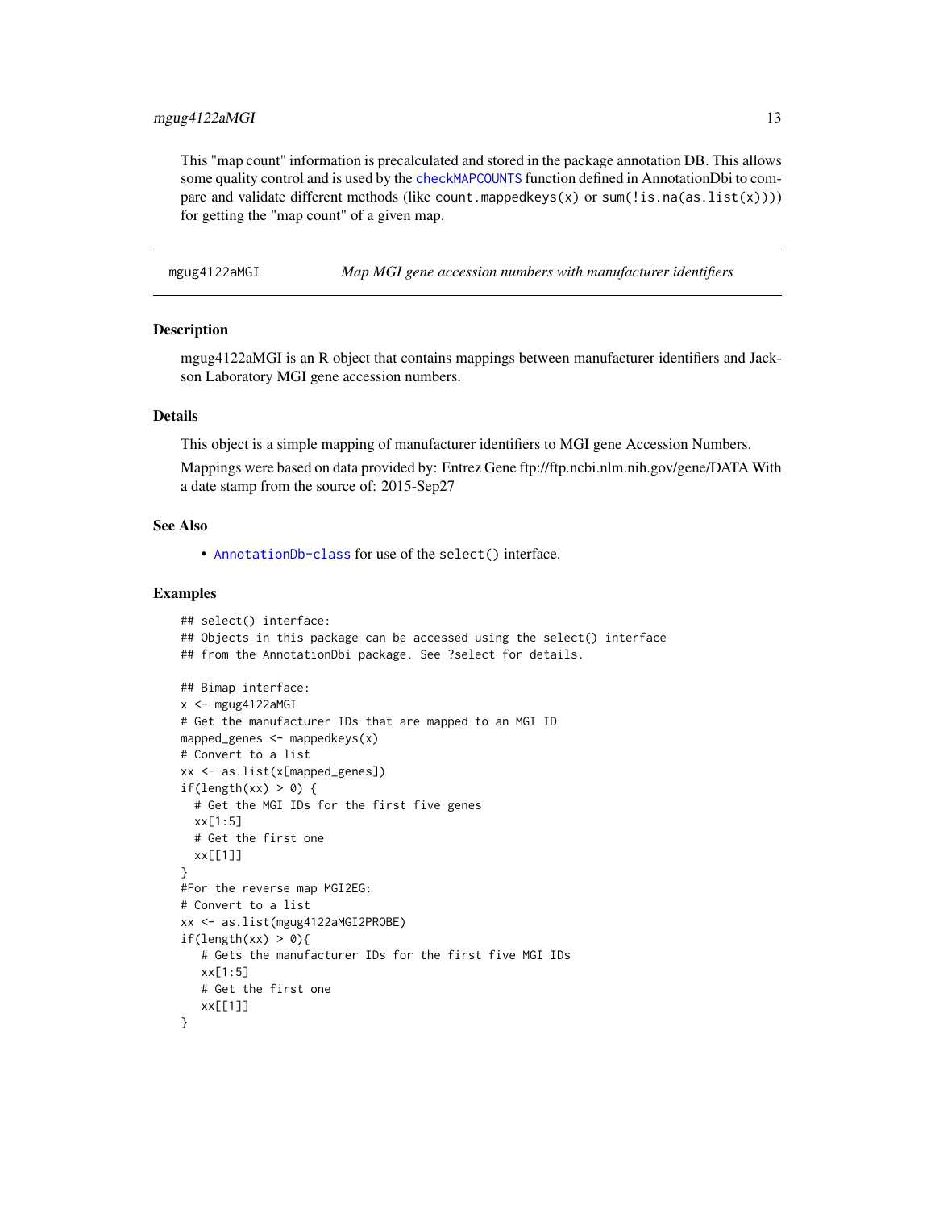This "map count" information is precalculated and stored in the package annotation DB. This allows some quality control and is used by the `checkMAPCOUNTS` function defined in AnnotationDbi to compare and validate different methods (like `count.mappedkeys(x)` or `sum(!is.na(as.list(x)))`) for getting the "map count" of a given map.

## mgug4122aMGI — *Map MGI gene accession numbers with manufacturer identifiers*

### Description

mgug4122aMGI is an R object that contains mappings between manufacturer identifiers and Jackson Laboratory MGI gene accession numbers.

### Details

This object is a simple mapping of manufacturer identifiers to MGI gene Accession Numbers.

Mappings were based on data provided by: Entrez Gene ftp://ftp.ncbi.nlm.nih.gov/gene/DATA With a date stamp from the source of: 2015-Sep27

### See Also

- `AnnotationDb-class` for use of the `select()` interface.

### Examples

```
## select() interface:
## Objects in this package can be accessed using the select() interface
## from the AnnotationDbi package. See ?select for details.

## Bimap interface:
x <- mgug4122aMGI
# Get the manufacturer IDs that are mapped to an MGI ID
mapped_genes <- mappedkeys(x)
# Convert to a list
xx <- as.list(x[mapped_genes])
if(length(xx) > 0) {
  # Get the MGI IDs for the first five genes
  xx[1:5]
  # Get the first one
  xx[[1]]
}
#For the reverse map MGI2EG:
# Convert to a list
xx <- as.list(mgug4122aMGI2PROBE)
if(length(xx) > 0){
   # Gets the manufacturer IDs for the first five MGI IDs
   xx[1:5]
   # Get the first one
   xx[[1]]
}
```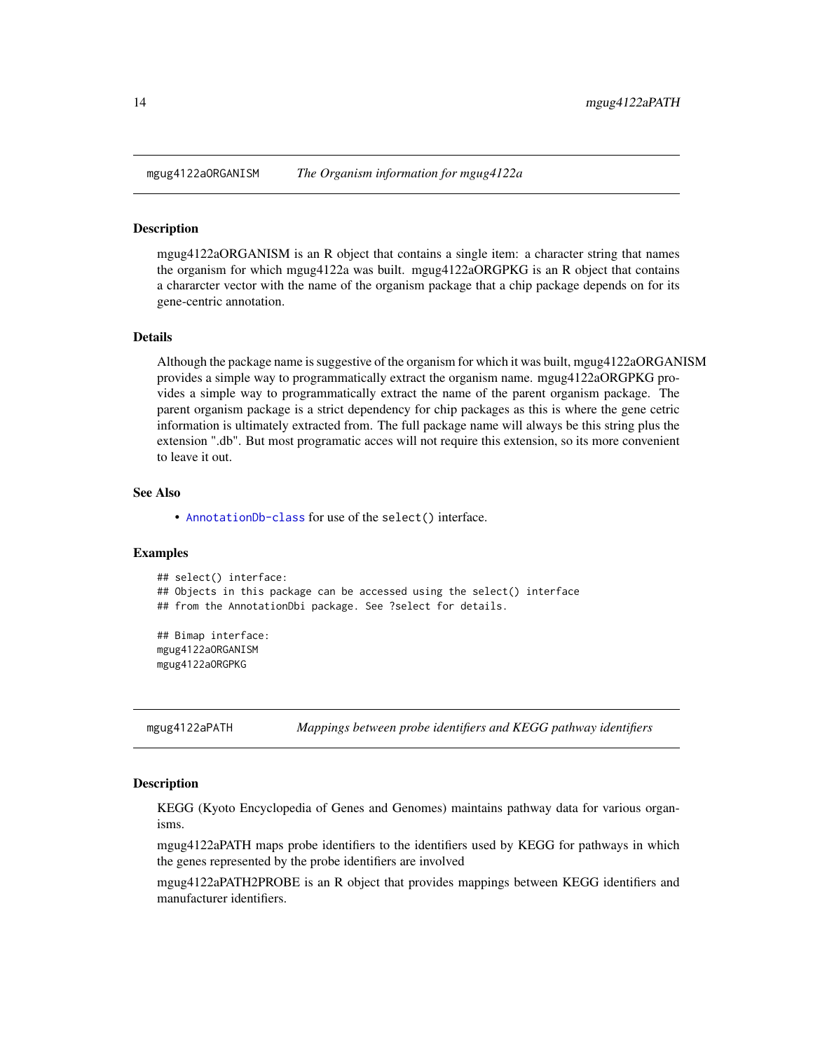## mugg4122aORGANISM *The Organism information for mgug4122a*

### Description

mgug4122aORGANISM is an R object that contains a single item: a character string that names the organism for which mgug4122a was built. mgug4122aORGPKG is an R object that contains a chararcter vector with the name of the organism package that a chip package depends on for its gene-centric annotation.

### Details

Although the package name is suggestive of the organism for which it was built, mgug4122aORGANISM provides a simple way to programmatically extract the organism name. mgug4122aORGPKG provides a simple way to programmatically extract the name of the parent organism package. The parent organism package is a strict dependency for chip packages as this is where the gene cetric information is ultimately extracted from. The full package name will always be this string plus the extension ".db". But most programatic acces will not require this extension, so its more convenient to leave it out.

### See Also

- AnnotationDb-class for use of the select() interface.

### Examples

```
## select() interface:
## Objects in this package can be accessed using the select() interface
## from the AnnotationDbi package. See ?select for details.

## Bimap interface:
mgug4122aORGANISM
mgug4122aORGPKG
```

## mgug4122aPATH *Mappings between probe identifiers and KEGG pathway identifiers*

### Description

KEGG (Kyoto Encyclopedia of Genes and Genomes) maintains pathway data for various organisms.

mgug4122aPATH maps probe identifiers to the identifiers used by KEGG for pathways in which the genes represented by the probe identifiers are involved

mgug4122aPATH2PROBE is an R object that provides mappings between KEGG identifiers and manufacturer identifiers.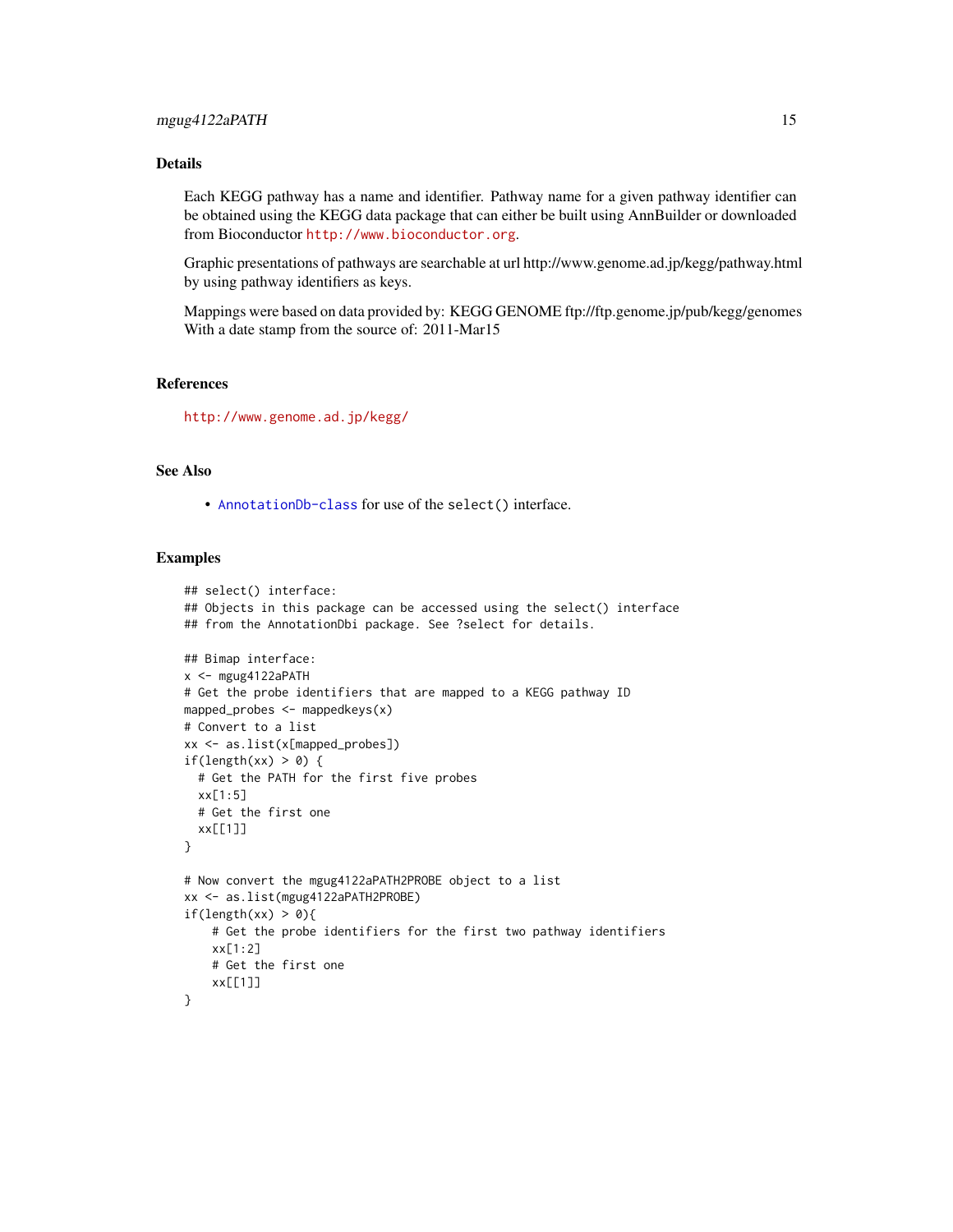## Details

Each KEGG pathway has a name and identifier. Pathway name for a given pathway identifier can be obtained using the KEGG data package that can either be built using AnnBuilder or downloaded from Bioconductor http://www.bioconductor.org.

Graphic presentations of pathways are searchable at url http://www.genome.ad.jp/kegg/pathway.html by using pathway identifiers as keys.

Mappings were based on data provided by: KEGG GENOME ftp://ftp.genome.jp/pub/kegg/genomes With a date stamp from the source of: 2011-Mar15

## References

http://www.genome.ad.jp/kegg/

## See Also

- AnnotationDb-class for use of the select() interface.

## Examples

```
## select() interface:
## Objects in this package can be accessed using the select() interface
## from the AnnotationDbi package. See ?select for details.

## Bimap interface:
x <- mgug4122aPATH
# Get the probe identifiers that are mapped to a KEGG pathway ID
mapped_probes <- mappedkeys(x)
# Convert to a list
xx <- as.list(x[mapped_probes])
if(length(xx) > 0) {
  # Get the PATH for the first five probes
  xx[1:5]
  # Get the first one
  xx[[1]]
}

# Now convert the mgug4122aPATH2PROBE object to a list
xx <- as.list(mgug4122aPATH2PROBE)
if(length(xx) > 0){
    # Get the probe identifiers for the first two pathway identifiers
    xx[1:2]
    # Get the first one
    xx[[1]]
}
```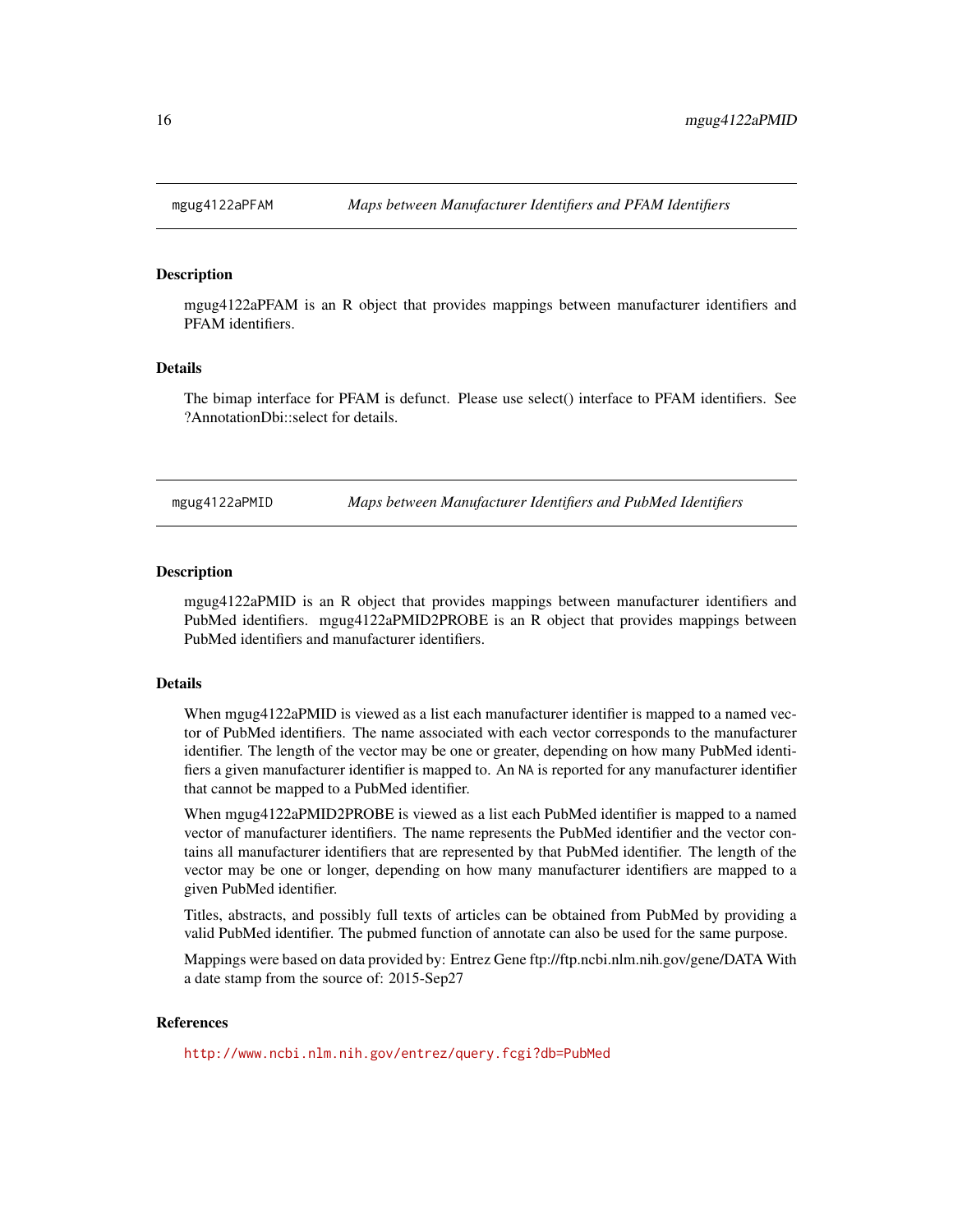## mgug4122aPFAM — *Maps between Manufacturer Identifiers and PFAM Identifiers*

### Description

mgug4122aPFAM is an R object that provides mappings between manufacturer identifiers and PFAM identifiers.

### Details

The bimap interface for PFAM is defunct. Please use select() interface to PFAM identifiers. See ?AnnotationDbi::select for details.

## mgug4122aPMID — *Maps between Manufacturer Identifiers and PubMed Identifiers*

### Description

mgug4122aPMID is an R object that provides mappings between manufacturer identifiers and PubMed identifiers. mgug4122aPMID2PROBE is an R object that provides mappings between PubMed identifiers and manufacturer identifiers.

### Details

When mgug4122aPMID is viewed as a list each manufacturer identifier is mapped to a named vector of PubMed identifiers. The name associated with each vector corresponds to the manufacturer identifier. The length of the vector may be one or greater, depending on how many PubMed identifiers a given manufacturer identifier is mapped to. An `NA` is reported for any manufacturer identifier that cannot be mapped to a PubMed identifier.

When mgug4122aPMID2PROBE is viewed as a list each PubMed identifier is mapped to a named vector of manufacturer identifiers. The name represents the PubMed identifier and the vector contains all manufacturer identifiers that are represented by that PubMed identifier. The length of the vector may be one or longer, depending on how many manufacturer identifiers are mapped to a given PubMed identifier.

Titles, abstracts, and possibly full texts of articles can be obtained from PubMed by providing a valid PubMed identifier. The pubmed function of annotate can also be used for the same purpose.

Mappings were based on data provided by: Entrez Gene ftp://ftp.ncbi.nlm.nih.gov/gene/DATA With a date stamp from the source of: 2015-Sep27

### References

http://www.ncbi.nlm.nih.gov/entrez/query.fcgi?db=PubMed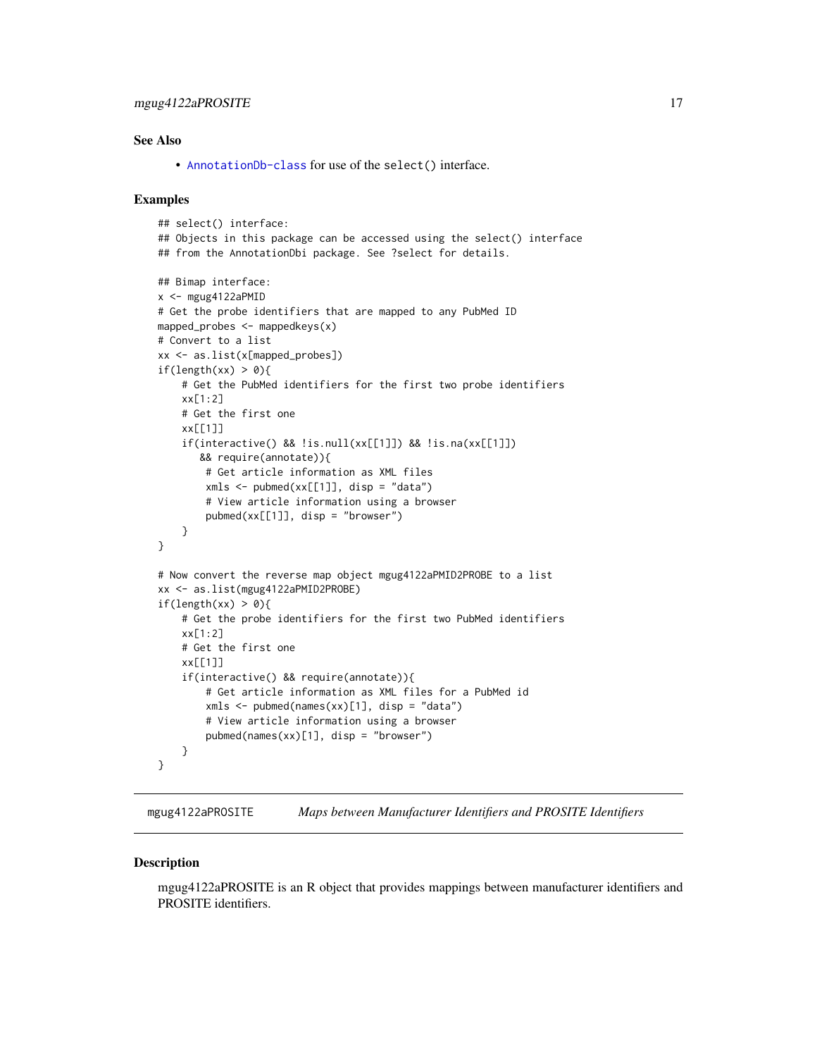## See Also

- `AnnotationDb-class` for use of the `select()` interface.

## Examples

```
## select() interface:
## Objects in this package can be accessed using the select() interface
## from the AnnotationDbi package. See ?select for details.

## Bimap interface:
x <- mgug4122aPMID
# Get the probe identifiers that are mapped to any PubMed ID
mapped_probes <- mappedkeys(x)
# Convert to a list
xx <- as.list(x[mapped_probes])
if(length(xx) > 0){
    # Get the PubMed identifiers for the first two probe identifiers
    xx[1:2]
    # Get the first one
    xx[[1]]
    if(interactive() && !is.null(xx[[1]]) && !is.na(xx[[1]])
       && require(annotate)){
        # Get article information as XML files
        xmls <- pubmed(xx[[1]], disp = "data")
        # View article information using a browser
        pubmed(xx[[1]], disp = "browser")
    }
}

# Now convert the reverse map object mgug4122aPMID2PROBE to a list
xx <- as.list(mgug4122aPMID2PROBE)
if(length(xx) > 0){
    # Get the probe identifiers for the first two PubMed identifiers
    xx[1:2]
    # Get the first one
    xx[[1]]
    if(interactive() && require(annotate)){
        # Get article information as XML files for a PubMed id
        xmls <- pubmed(names(xx)[1], disp = "data")
        # View article information using a browser
        pubmed(names(xx)[1], disp = "browser")
    }
}
```

---

# mgug4122aPROSITE — *Maps between Manufacturer Identifiers and PROSITE Identifiers*

---

## Description

mgug4122aPROSITE is an R object that provides mappings between manufacturer identifiers and PROSITE identifiers.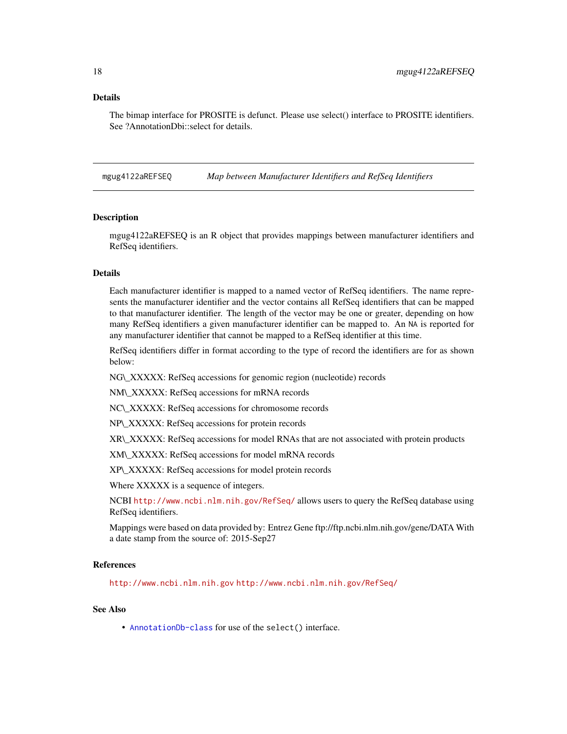## Details

The bimap interface for PROSITE is defunct. Please use select() interface to PROSITE identifiers. See ?AnnotationDbi::select for details.

---

# mgug4122aREFSEQ — *Map between Manufacturer Identifiers and RefSeq Identifiers*

## Description

mgug4122aREFSEQ is an R object that provides mappings between manufacturer identifiers and RefSeq identifiers.

## Details

Each manufacturer identifier is mapped to a named vector of RefSeq identifiers. The name represents the manufacturer identifier and the vector contains all RefSeq identifiers that can be mapped to that manufacturer identifier. The length of the vector may be one or greater, depending on how many RefSeq identifiers a given manufacturer identifier can be mapped to. An `NA` is reported for any manufacturer identifier that cannot be mapped to a RefSeq identifier at this time.

RefSeq identifiers differ in format according to the type of record the identifiers are for as shown below:

NG\_XXXXX: RefSeq accessions for genomic region (nucleotide) records

NM\_XXXXX: RefSeq accessions for mRNA records

NC\_XXXXX: RefSeq accessions for chromosome records

NP\_XXXXX: RefSeq accessions for protein records

XR\_XXXXX: RefSeq accessions for model RNAs that are not associated with protein products

XM\_XXXXX: RefSeq accessions for model mRNA records

XP\_XXXXX: RefSeq accessions for model protein records

Where XXXXX is a sequence of integers.

NCBI http://www.ncbi.nlm.nih.gov/RefSeq/ allows users to query the RefSeq database using RefSeq identifiers.

Mappings were based on data provided by: Entrez Gene ftp://ftp.ncbi.nlm.nih.gov/gene/DATA With a date stamp from the source of: 2015-Sep27

## References

http://www.ncbi.nlm.nih.gov http://www.ncbi.nlm.nih.gov/RefSeq/

## See Also

- `AnnotationDb-class` for use of the `select()` interface.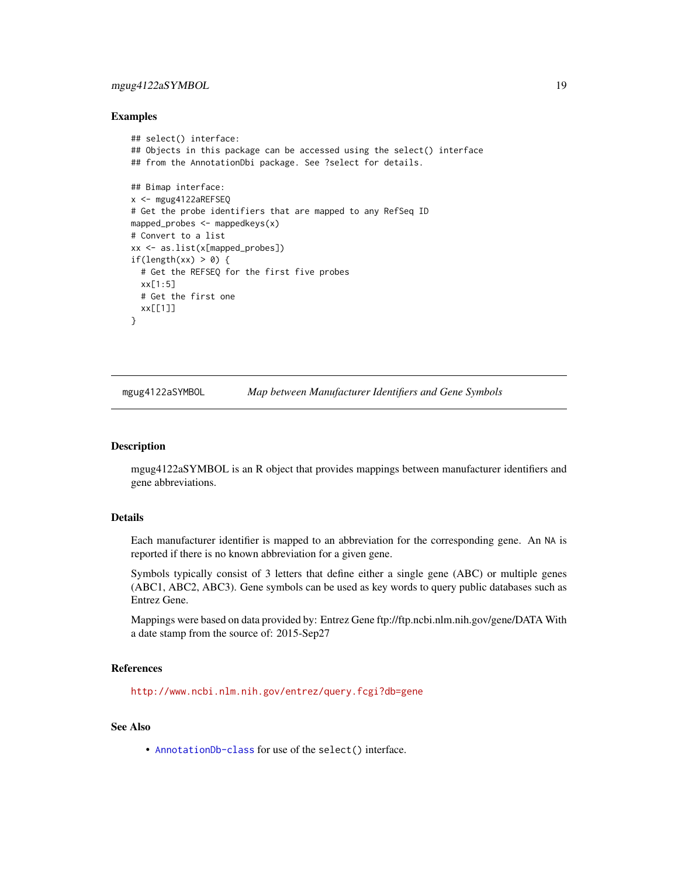## Examples

```
## select() interface:
## Objects in this package can be accessed using the select() interface
## from the AnnotationDbi package. See ?select for details.

## Bimap interface:
x <- mgug4122aREFSEQ
# Get the probe identifiers that are mapped to any RefSeq ID
mapped_probes <- mappedkeys(x)
# Convert to a list
xx <- as.list(x[mapped_probes])
if(length(xx) > 0) {
  # Get the REFSEQ for the first five probes
  xx[1:5]
  # Get the first one
  xx[[1]]
}
```

---

# mgug4122aSYMBOL — *Map between Manufacturer Identifiers and Gene Symbols*

---

## Description

mgug4122aSYMBOL is an R object that provides mappings between manufacturer identifiers and gene abbreviations.

## Details

Each manufacturer identifier is mapped to an abbreviation for the corresponding gene. An `NA` is reported if there is no known abbreviation for a given gene.

Symbols typically consist of 3 letters that define either a single gene (ABC) or multiple genes (ABC1, ABC2, ABC3). Gene symbols can be used as key words to query public databases such as Entrez Gene.

Mappings were based on data provided by: Entrez Gene ftp://ftp.ncbi.nlm.nih.gov/gene/DATA With a date stamp from the source of: 2015-Sep27

## References

http://www.ncbi.nlm.nih.gov/entrez/query.fcgi?db=gene

## See Also

- `AnnotationDb-class` for use of the `select()` interface.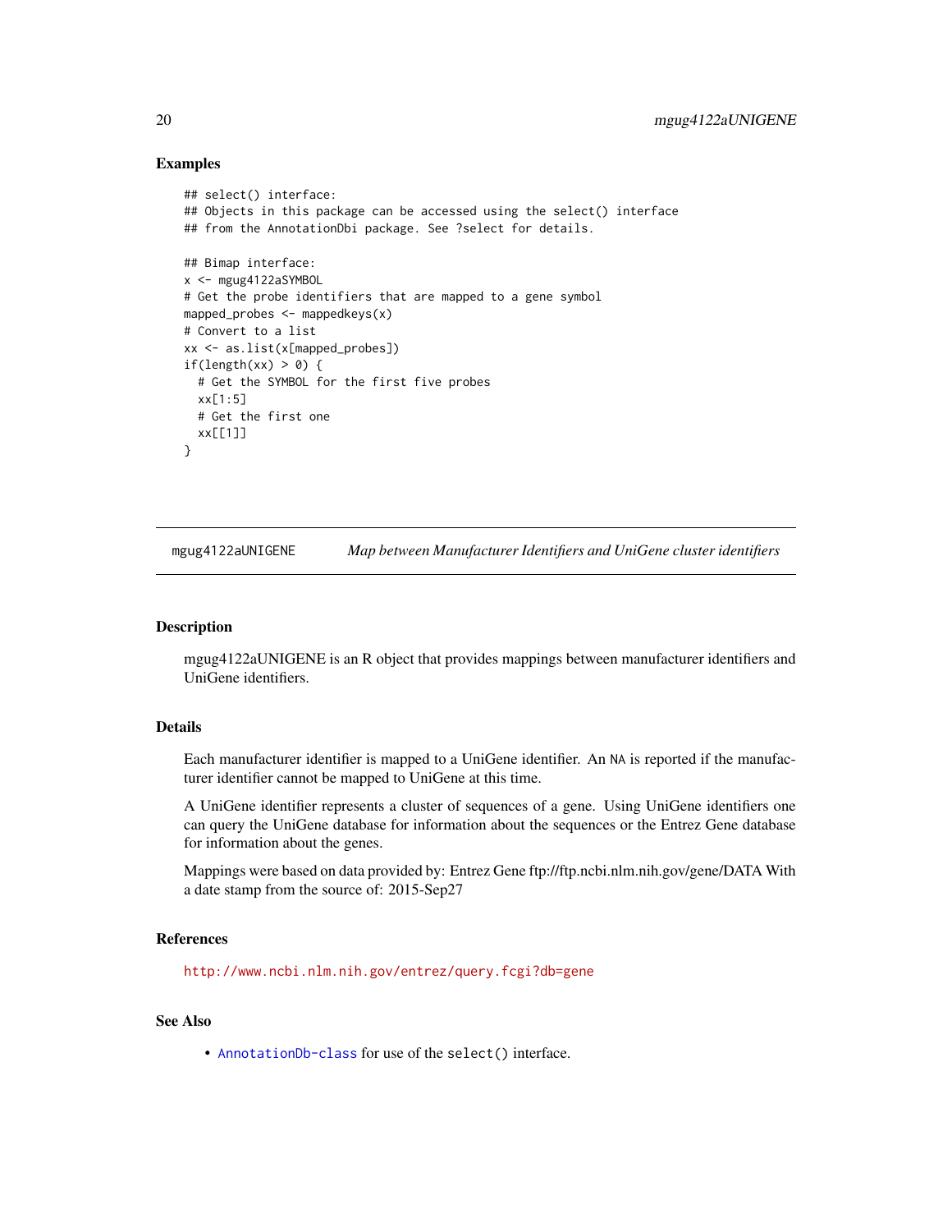## Examples

```
## select() interface:
## Objects in this package can be accessed using the select() interface
## from the AnnotationDbi package. See ?select for details.

## Bimap interface:
x <- mgug4122aSYMBOL
# Get the probe identifiers that are mapped to a gene symbol
mapped_probes <- mappedkeys(x)
# Convert to a list
xx <- as.list(x[mapped_probes])
if(length(xx) > 0) {
  # Get the SYMBOL for the first five probes
  xx[1:5]
  # Get the first one
  xx[[1]]
}
```

---

# mgug4122aUNIGENE — *Map between Manufacturer Identifiers and UniGene cluster identifiers*

---

## Description

mgug4122aUNIGENE is an R object that provides mappings between manufacturer identifiers and UniGene identifiers.

## Details

Each manufacturer identifier is mapped to a UniGene identifier. An NA is reported if the manufacturer identifier cannot be mapped to UniGene at this time.

A UniGene identifier represents a cluster of sequences of a gene. Using UniGene identifiers one can query the UniGene database for information about the sequences or the Entrez Gene database for information about the genes.

Mappings were based on data provided by: Entrez Gene ftp://ftp.ncbi.nlm.nih.gov/gene/DATA With a date stamp from the source of: 2015-Sep27

## References

http://www.ncbi.nlm.nih.gov/entrez/query.fcgi?db=gene

## See Also

- AnnotationDb-class for use of the `select()` interface.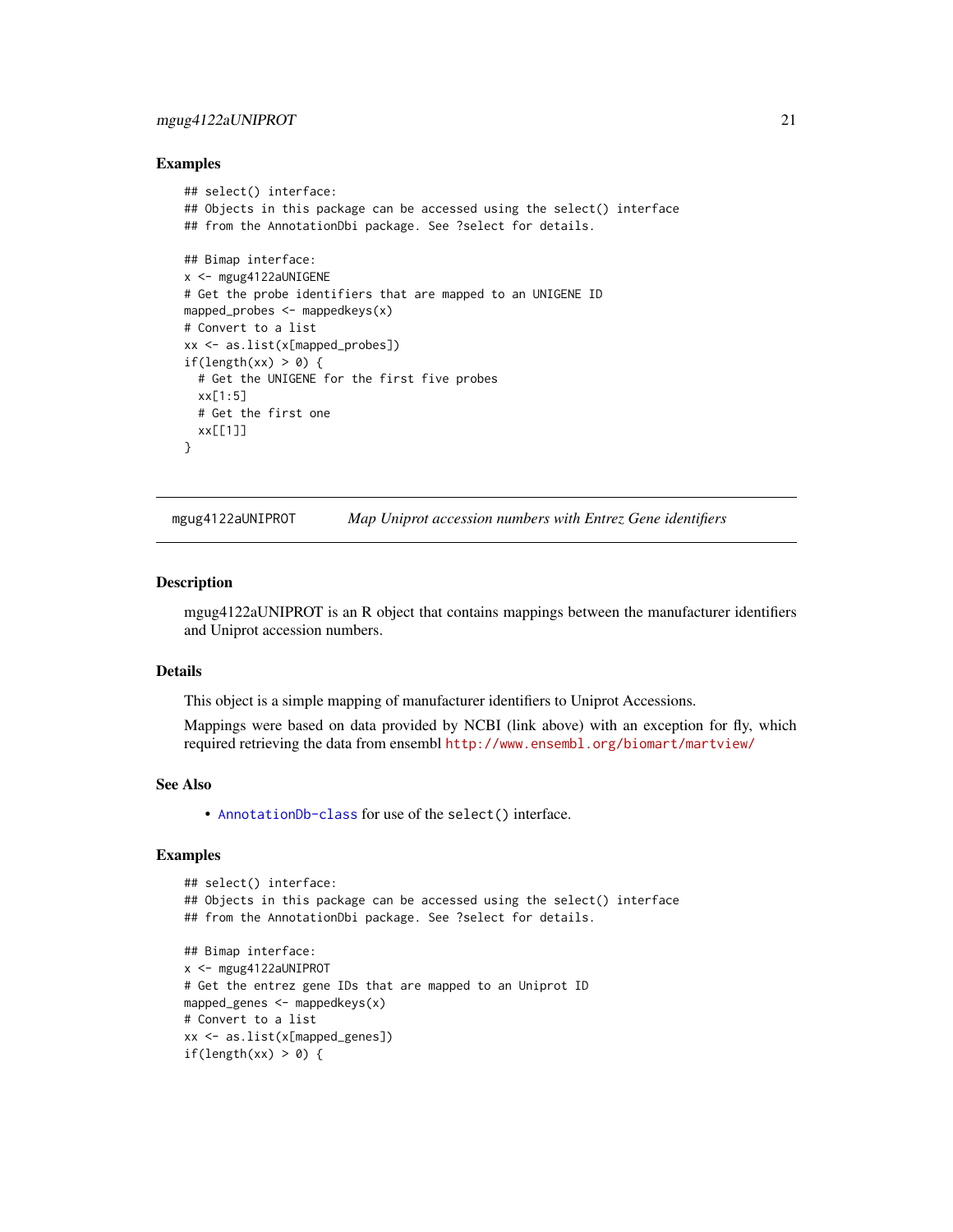### Examples

```
## select() interface:
## Objects in this package can be accessed using the select() interface
## from the AnnotationDbi package. See ?select for details.

## Bimap interface:
x <- mgug4122aUNIGENE
# Get the probe identifiers that are mapped to an UNIGENE ID
mapped_probes <- mappedkeys(x)
# Convert to a list
xx <- as.list(x[mapped_probes])
if(length(xx) > 0) {
  # Get the UNIGENE for the first five probes
  xx[1:5]
  # Get the first one
  xx[[1]]
}
```

---

## mgug4122aUNIPROT — *Map Uniprot accession numbers with Entrez Gene identifiers*

### Description

mgug4122aUNIPROT is an R object that contains mappings between the manufacturer identifiers and Uniprot accession numbers.

### Details

This object is a simple mapping of manufacturer identifiers to Uniprot Accessions.

Mappings were based on data provided by NCBI (link above) with an exception for fly, which required retrieving the data from ensembl http://www.ensembl.org/biomart/martview/

### See Also

- AnnotationDb-class for use of the `select()` interface.

### Examples

```
## select() interface:
## Objects in this package can be accessed using the select() interface
## from the AnnotationDbi package. See ?select for details.

## Bimap interface:
x <- mgug4122aUNIPROT
# Get the entrez gene IDs that are mapped to an Uniprot ID
mapped_genes <- mappedkeys(x)
# Convert to a list
xx <- as.list(x[mapped_genes])
if(length(xx) > 0) {
```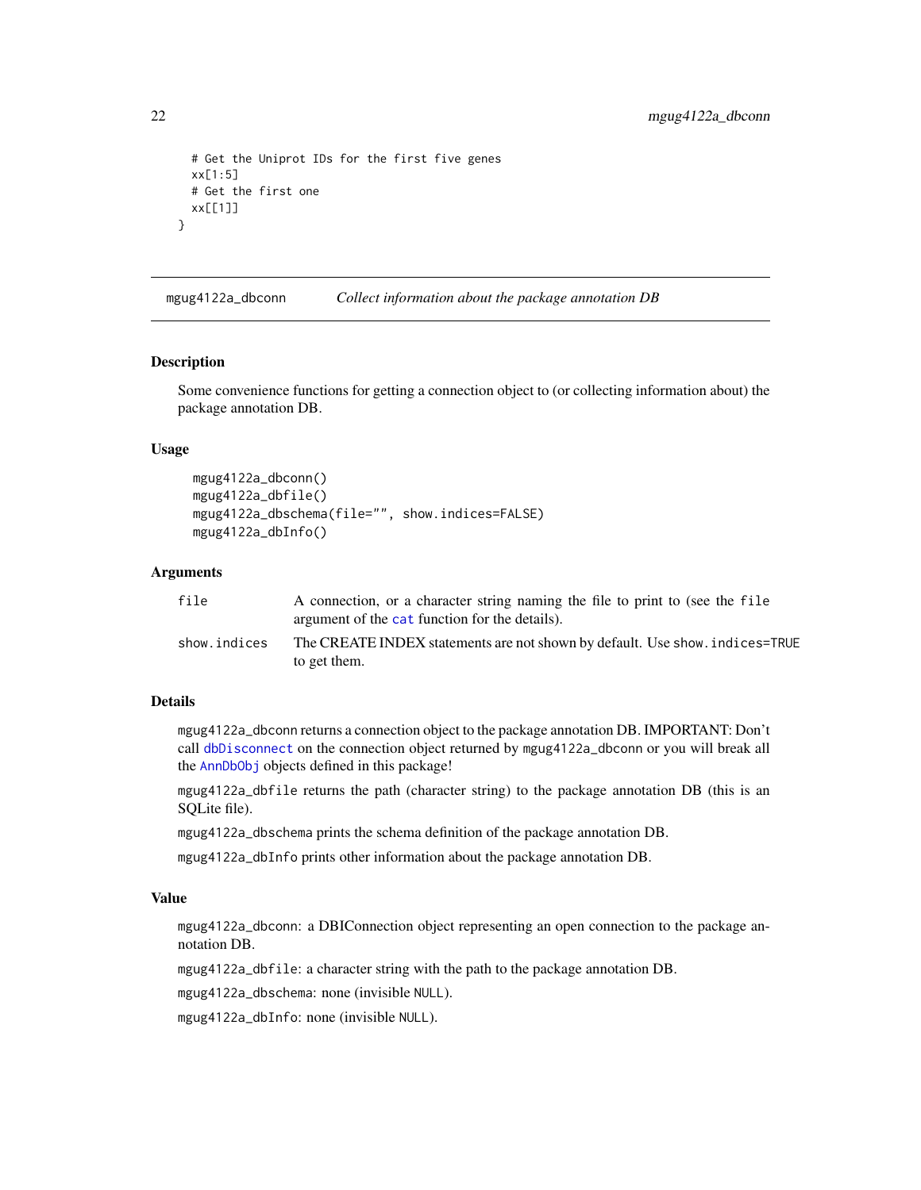```
  # Get the Uniprot IDs for the first five genes
  xx[1:5]
  # Get the first one
  xx[[1]]
}
```

## mgug4122a_dbconn — *Collect information about the package annotation DB*

### Description

Some convenience functions for getting a connection object to (or collecting information about) the package annotation DB.

### Usage

```
mgug4122a_dbconn()
mgug4122a_dbfile()
mgug4122a_dbschema(file="", show.indices=FALSE)
mgug4122a_dbInfo()
```

### Arguments

| | |
|---|---|
| `file` | A connection, or a character string naming the file to print to (see the `file` argument of the `cat` function for the details). |
| `show.indices` | The CREATE INDEX statements are not shown by default. Use `show.indices=TRUE` to get them. |

### Details

`mgug4122a_dbconn` returns a connection object to the package annotation DB. IMPORTANT: Don't call `dbDisconnect` on the connection object returned by `mgug4122a_dbconn` or you will break all the `AnnDbObj` objects defined in this package!

`mgug4122a_dbfile` returns the path (character string) to the package annotation DB (this is an SQLite file).

`mgug4122a_dbschema` prints the schema definition of the package annotation DB.

`mgug4122a_dbInfo` prints other information about the package annotation DB.

### Value

`mgug4122a_dbconn`: a DBIConnection object representing an open connection to the package annotation DB.

`mgug4122a_dbfile`: a character string with the path to the package annotation DB.

`mgug4122a_dbschema`: none (invisible `NULL`).

`mgug4122a_dbInfo`: none (invisible `NULL`).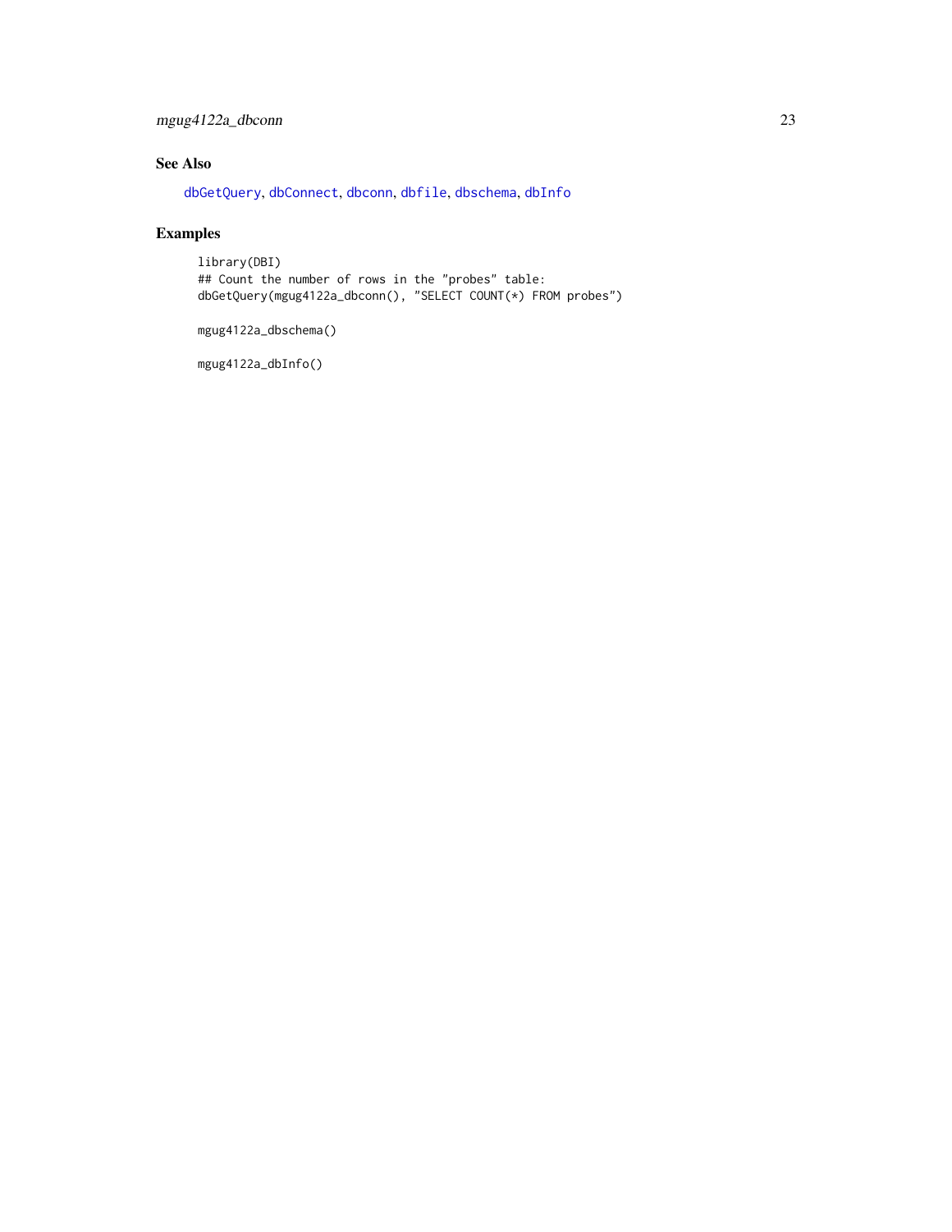## See Also

dbGetQuery, dbConnect, dbconn, dbfile, dbschema, dbInfo

## Examples

```
library(DBI)
## Count the number of rows in the "probes" table:
dbGetQuery(mgug4122a_dbconn(), "SELECT COUNT(*) FROM probes")

mgug4122a_dbschema()

mgug4122a_dbInfo()
```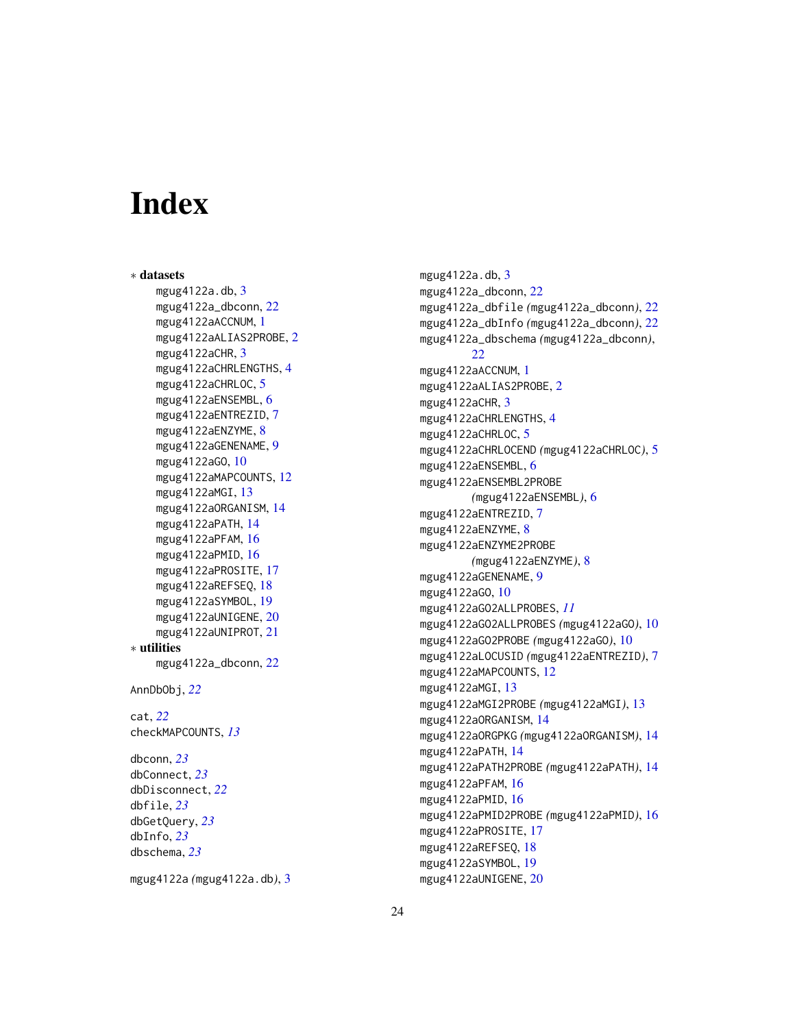# Index

∗ **datasets**

mgug4122a.db, 3
mgug4122a_dbconn, 22
mgug4122aACCNUM, 1
mgug4122aALIAS2PROBE, 2
mgug4122aCHR, 3
mgug4122aCHRLENGTHS, 4
mgug4122aCHRLOC, 5
mgug4122aENSEMBL, 6
mgug4122aENTREZID, 7
mgug4122aENZYME, 8
mgug4122aGENENAME, 9
mgug4122aGO, 10
mgug4122aMAPCOUNTS, 12
mgug4122aMGI, 13
mgug4122aORGANISM, 14
mgug4122aPATH, 14
mgug4122aPFAM, 16
mgug4122aPMID, 16
mgug4122aPROSITE, 17
mgug4122aREFSEQ, 18
mgug4122aSYMBOL, 19
mgug4122aUNIGENE, 20
mgug4122aUNIPROT, 21

∗ **utilities**

mgug4122a_dbconn, 22

AnnDbObj, *22*

cat, *22*
checkMAPCOUNTS, *13*

dbconn, *23*
dbConnect, *23*
dbDisconnect, *22*
dbfile, *23*
dbGetQuery, *23*
dbInfo, *23*
dbschema, *23*

mgug4122a *(mgug4122a.db)*, 3
mgug4122a.db, 3
mgug4122a_dbconn, 22
mgug4122a_dbfile *(mgug4122a_dbconn)*, 22
mgug4122a_dbInfo *(mgug4122a_dbconn)*, 22
mgug4122a_dbschema *(mgug4122a_dbconn)*, 22
mgug4122aACCNUM, 1
mgug4122aALIAS2PROBE, 2
mgug4122aCHR, 3
mgug4122aCHRLENGTHS, 4
mgug4122aCHRLOC, 5
mgug4122aCHRLOCEND *(mgug4122aCHRLOC)*, 5
mgug4122aENSEMBL, 6
mgug4122aENSEMBL2PROBE *(mgug4122aENSEMBL)*, 6
mgug4122aENTREZID, 7
mgug4122aENZYME, 8
mgug4122aENZYME2PROBE *(mgug4122aENZYME)*, 8
mgug4122aGENENAME, 9
mgug4122aGO, 10
mgug4122aGO2ALLPROBES, *11*
mgug4122aGO2ALLPROBES *(mgug4122aGO)*, 10
mgug4122aGO2PROBE *(mgug4122aGO)*, 10
mgug4122aLOCUSID *(mgug4122aENTREZID)*, 7
mgug4122aMAPCOUNTS, 12
mgug4122aMGI, 13
mgug4122aMGI2PROBE *(mgug4122aMGI)*, 13
mgug4122aORGANISM, 14
mgug4122aORGPKG *(mgug4122aORGANISM)*, 14
mgug4122aPATH, 14
mgug4122aPATH2PROBE *(mgug4122aPATH)*, 14
mgug4122aPFAM, 16
mgug4122aPMID, 16
mgug4122aPMID2PROBE *(mgug4122aPMID)*, 16
mgug4122aPROSITE, 17
mgug4122aREFSEQ, 18
mgug4122aSYMBOL, 19
mgug4122aUNIGENE, 20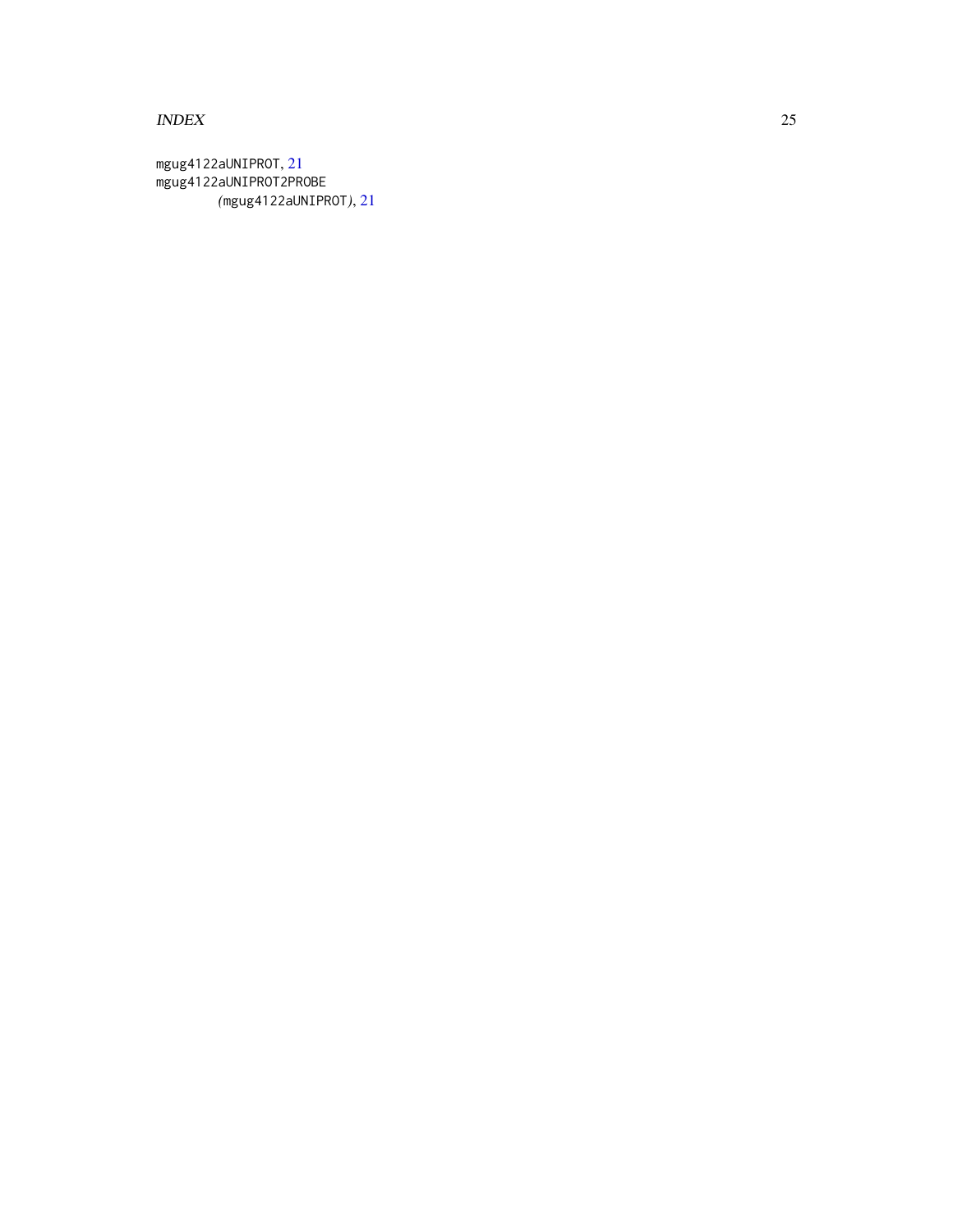mgug4122aUNIPROT, 21
mgug4122aUNIPROT2PROBE
    *(mgug4122aUNIPROT)*, 21